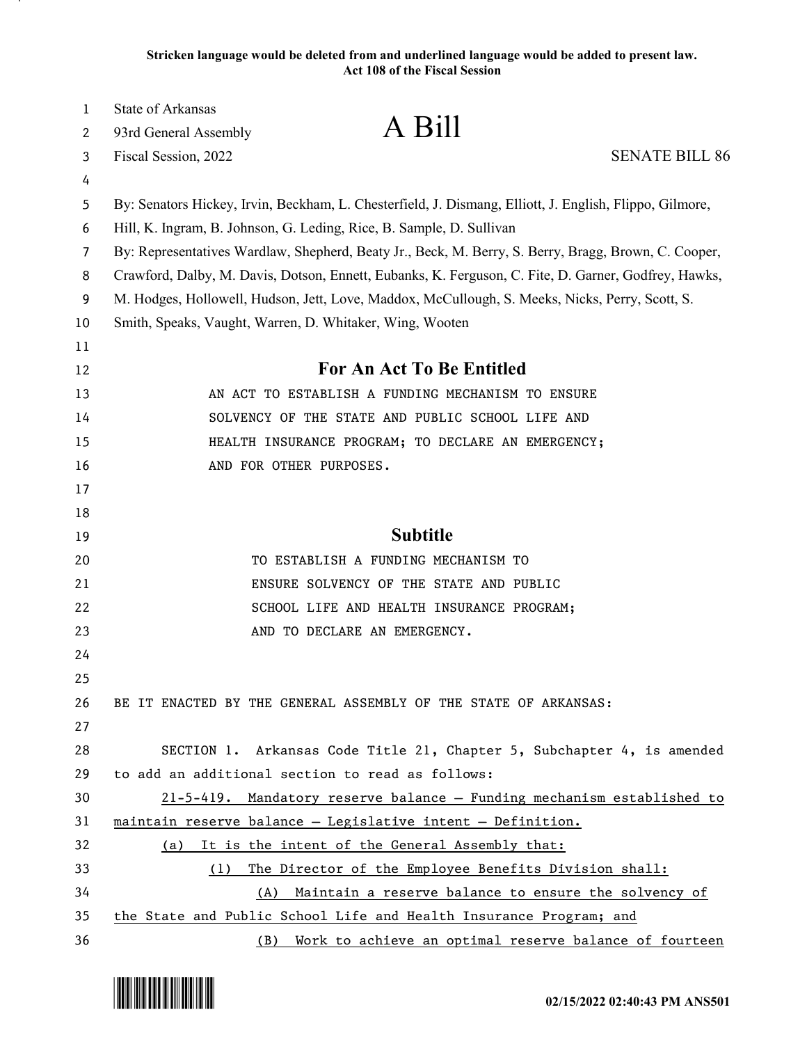**Stricken language would be deleted from and underlined language would be added to present law.**
**Act 108 of the Fiscal Session**

State of Arkansas
93rd General Assembly
Fiscal Session, 2022

# A Bill

SENATE BILL 86

By: Senators Hickey, Irvin, Beckham, L. Chesterfield, J. Dismang, Elliott, J. English, Flippo, Gilmore, Hill, K. Ingram, B. Johnson, G. Leding, Rice, B. Sample, D. Sullivan

By: Representatives Wardlaw, Shepherd, Beaty Jr., Beck, M. Berry, S. Berry, Bragg, Brown, C. Cooper, Crawford, Dalby, M. Davis, Dotson, Ennett, Eubanks, K. Ferguson, C. Fite, D. Garner, Godfrey, Hawks, M. Hodges, Hollowell, Hudson, Jett, Love, Maddox, McCullough, S. Meeks, Nicks, Perry, Scott, S. Smith, Speaks, Vaught, Warren, D. Whitaker, Wing, Wooten

## For An Act To Be Entitled

AN ACT TO ESTABLISH A FUNDING MECHANISM TO ENSURE SOLVENCY OF THE STATE AND PUBLIC SCHOOL LIFE AND HEALTH INSURANCE PROGRAM; TO DECLARE AN EMERGENCY; AND FOR OTHER PURPOSES.

## Subtitle

TO ESTABLISH A FUNDING MECHANISM TO ENSURE SOLVENCY OF THE STATE AND PUBLIC SCHOOL LIFE AND HEALTH INSURANCE PROGRAM; AND TO DECLARE AN EMERGENCY.

BE IT ENACTED BY THE GENERAL ASSEMBLY OF THE STATE OF ARKANSAS:

SECTION 1. Arkansas Code Title 21, Chapter 5, Subchapter 4, is amended to add an additional section to read as follows:

<u>21-5-419. Mandatory reserve balance — Funding mechanism established to maintain reserve balance — Legislative intent — Definition.</u>

<u>(a) It is the intent of the General Assembly that:</u>

<u>(1) The Director of the Employee Benefits Division shall:</u>

<u>(A) Maintain a reserve balance to ensure the solvency of the State and Public School Life and Health Insurance Program; and</u>

<u>(B) Work to achieve an optimal reserve balance of fourteen</u>

02/15/2022 02:40:43 PM ANS501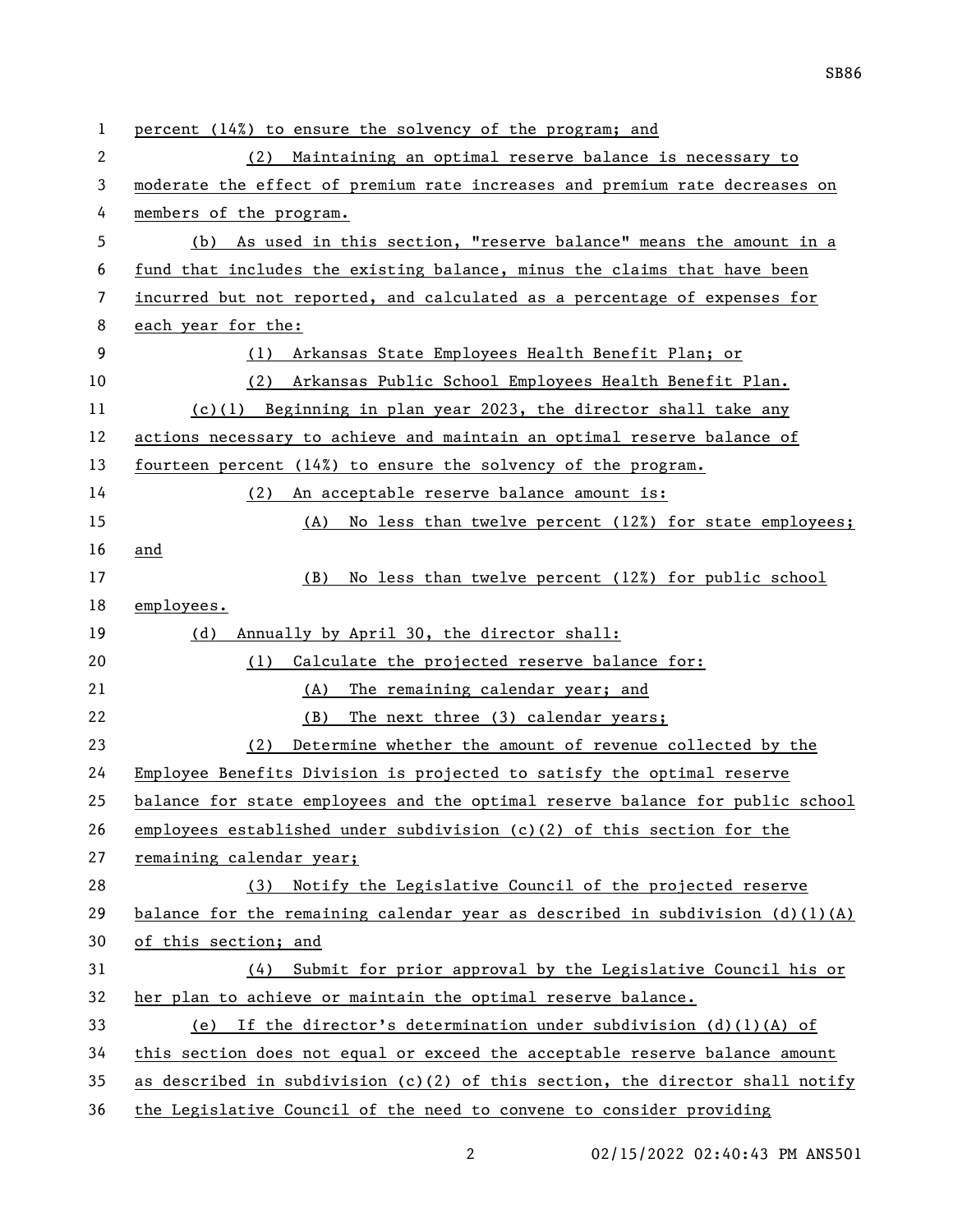percent (14%) to ensure the solvency of the program; and

(2) Maintaining an optimal reserve balance is necessary to moderate the effect of premium rate increases and premium rate decreases on members of the program.

(b) As used in this section, "reserve balance" means the amount in a fund that includes the existing balance, minus the claims that have been incurred but not reported, and calculated as a percentage of expenses for each year for the:

(1) Arkansas State Employees Health Benefit Plan; or

(2) Arkansas Public School Employees Health Benefit Plan.

(c)(1) Beginning in plan year 2023, the director shall take any actions necessary to achieve and maintain an optimal reserve balance of fourteen percent (14%) to ensure the solvency of the program.

(2) An acceptable reserve balance amount is:

(A) No less than twelve percent (12%) for state employees; and

(B) No less than twelve percent (12%) for public school employees.

(d) Annually by April 30, the director shall:

(1) Calculate the projected reserve balance for:

(A) The remaining calendar year; and

(B) The next three (3) calendar years;

(2) Determine whether the amount of revenue collected by the Employee Benefits Division is projected to satisfy the optimal reserve balance for state employees and the optimal reserve balance for public school employees established under subdivision (c)(2) of this section for the remaining calendar year;

(3) Notify the Legislative Council of the projected reserve balance for the remaining calendar year as described in subdivision (d)(1)(A) of this section; and

(4) Submit for prior approval by the Legislative Council his or her plan to achieve or maintain the optimal reserve balance.

(e) If the director's determination under subdivision (d)(1)(A) of this section does not equal or exceed the acceptable reserve balance amount as described in subdivision (c)(2) of this section, the director shall notify the Legislative Council of the need to convene to consider providing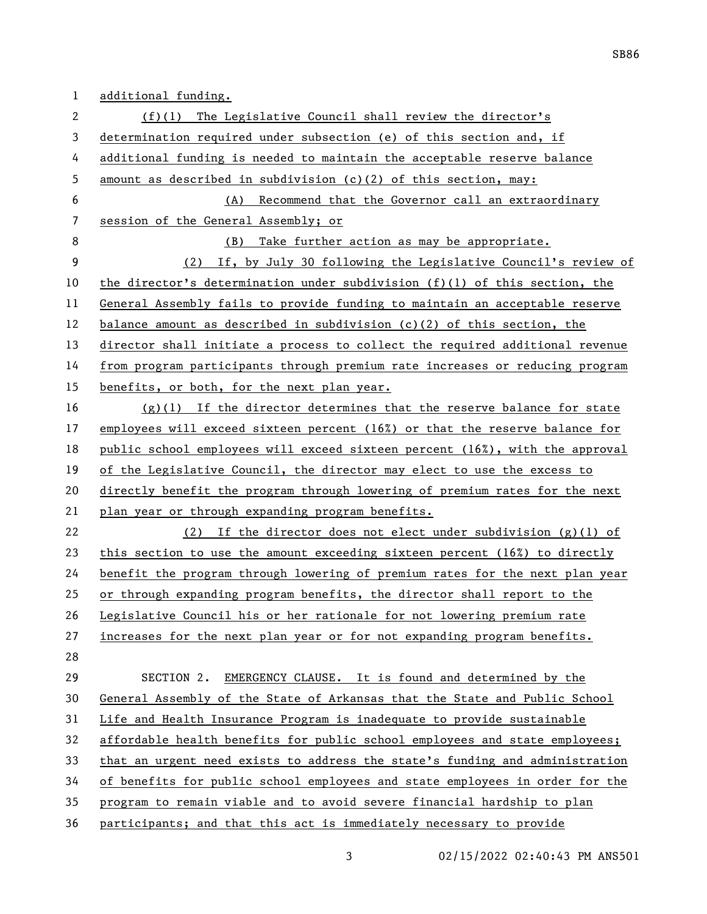additional funding.

(f)(1) The Legislative Council shall review the director's determination required under subsection (e) of this section and, if additional funding is needed to maintain the acceptable reserve balance amount as described in subdivision (c)(2) of this section, may:

(A) Recommend that the Governor call an extraordinary session of the General Assembly; or

(B) Take further action as may be appropriate.

(2) If, by July 30 following the Legislative Council's review of the director's determination under subdivision (f)(1) of this section, the General Assembly fails to provide funding to maintain an acceptable reserve balance amount as described in subdivision (c)(2) of this section, the director shall initiate a process to collect the required additional revenue from program participants through premium rate increases or reducing program benefits, or both, for the next plan year.

(g)(1) If the director determines that the reserve balance for state employees will exceed sixteen percent (16%) or that the reserve balance for public school employees will exceed sixteen percent (16%), with the approval of the Legislative Council, the director may elect to use the excess to directly benefit the program through lowering of premium rates for the next plan year or through expanding program benefits.

(2) If the director does not elect under subdivision (g)(1) of this section to use the amount exceeding sixteen percent (16%) to directly benefit the program through lowering of premium rates for the next plan year or through expanding program benefits, the director shall report to the Legislative Council his or her rationale for not lowering premium rate increases for the next plan year or for not expanding program benefits.

SECTION 2. EMERGENCY CLAUSE. It is found and determined by the General Assembly of the State of Arkansas that the State and Public School Life and Health Insurance Program is inadequate to provide sustainable affordable health benefits for public school employees and state employees; that an urgent need exists to address the state's funding and administration of benefits for public school employees and state employees in order for the program to remain viable and to avoid severe financial hardship to plan participants; and that this act is immediately necessary to provide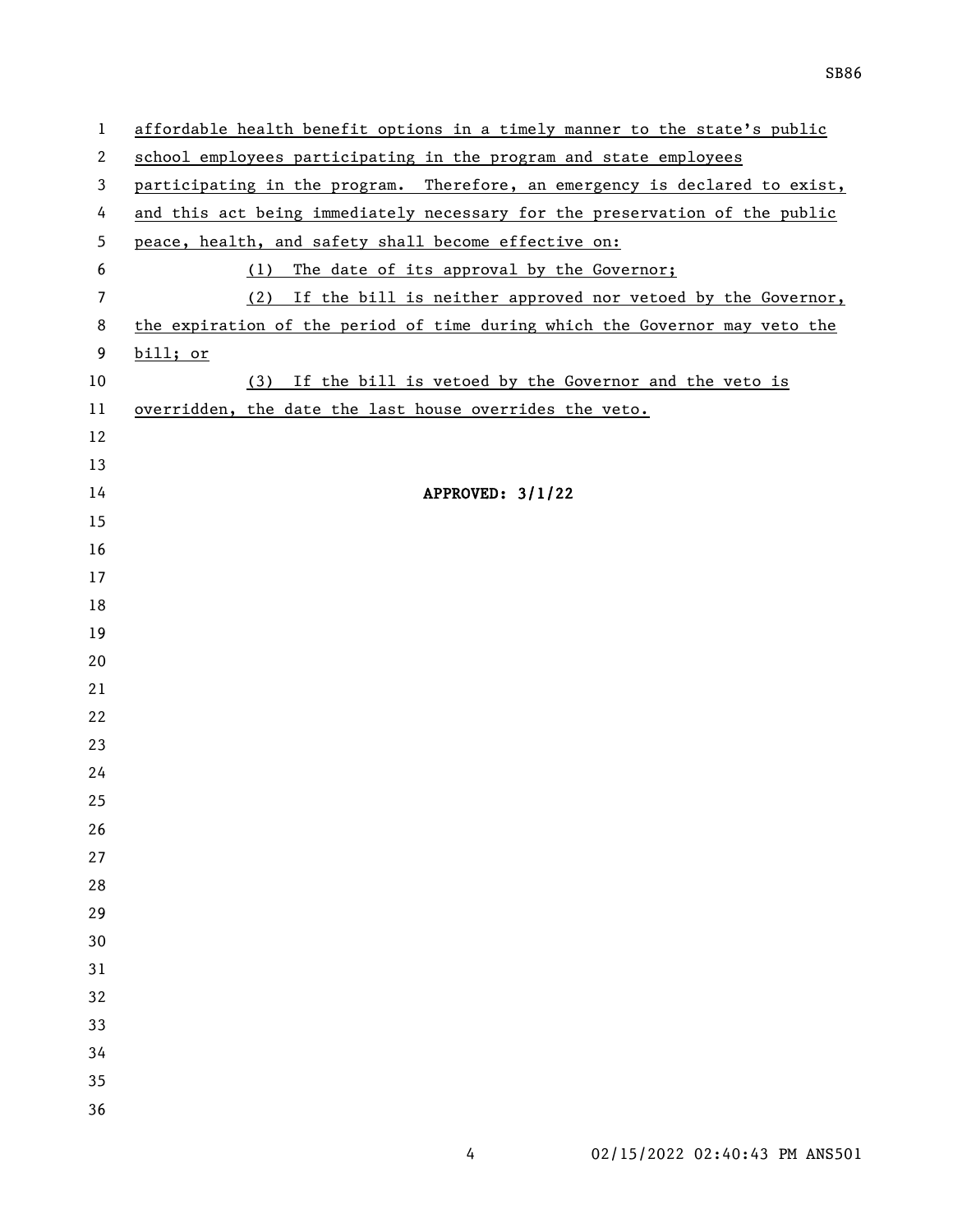affordable health benefit options in a timely manner to the state's public school employees participating in the program and state employees participating in the program. Therefore, an emergency is declared to exist, and this act being immediately necessary for the preservation of the public peace, health, and safety shall become effective on:

(1) The date of its approval by the Governor;

(2) If the bill is neither approved nor vetoed by the Governor, the expiration of the period of time during which the Governor may veto the bill; or

(3) If the bill is vetoed by the Governor and the veto is overridden, the date the last house overrides the veto.

**APPROVED: 3/1/22**